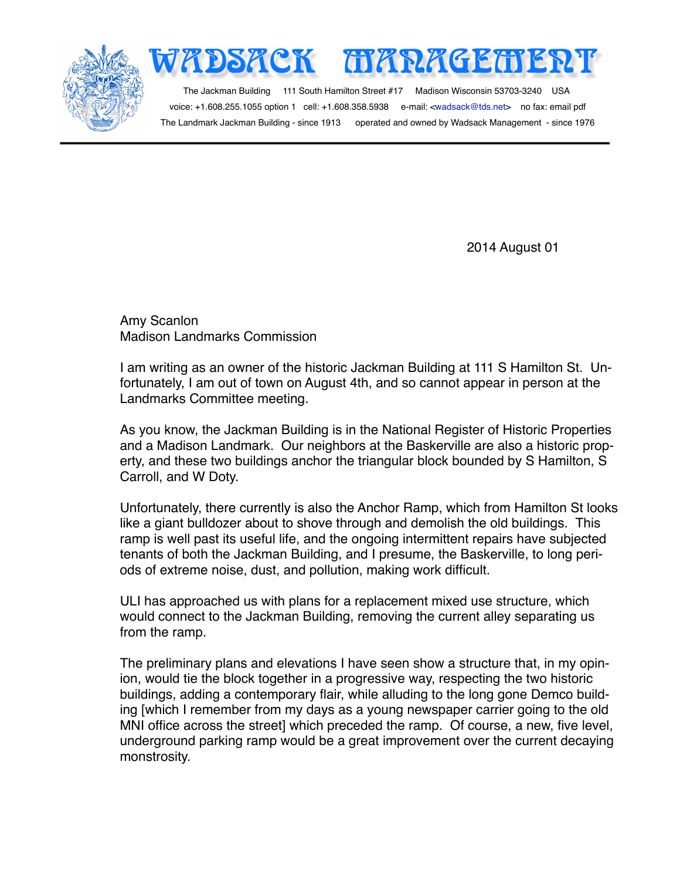# WADSACK MANAGEMENT

The Jackman Building 111 South Hamilton Street #17 Madison Wisconsin 53703-3240 USA
voice: +1.608.255.1055 option 1 cell: +1.608.358.5938 e-mail: <wadsack@tds.net> no fax: email pdf
The Landmark Jackman Building - since 1913 operated and owned by Wadsack Management - since 1976

2014 August 01

Amy Scanlon
Madison Landmarks Commission

I am writing as an owner of the historic Jackman Building at 111 S Hamilton St. Unfortunately, I am out of town on August 4th, and so cannot appear in person at the Landmarks Committee meeting.

As you know, the Jackman Building is in the National Register of Historic Properties and a Madison Landmark. Our neighbors at the Baskerville are also a historic property, and these two buildings anchor the triangular block bounded by S Hamilton, S Carroll, and W Doty.

Unfortunately, there currently is also the Anchor Ramp, which from Hamilton St looks like a giant bulldozer about to shove through and demolish the old buildings. This ramp is well past its useful life, and the ongoing intermittent repairs have subjected tenants of both the Jackman Building, and I presume, the Baskerville, to long periods of extreme noise, dust, and pollution, making work difficult.

ULI has approached us with plans for a replacement mixed use structure, which would connect to the Jackman Building, removing the current alley separating us from the ramp.

The preliminary plans and elevations I have seen show a structure that, in my opinion, would tie the block together in a progressive way, respecting the two historic buildings, adding a contemporary flair, while alluding to the long gone Demco building [which I remember from my days as a young newspaper carrier going to the old MNI office across the street] which preceded the ramp. Of course, a new, five level, underground parking ramp would be a great improvement over the current decaying monstrosity.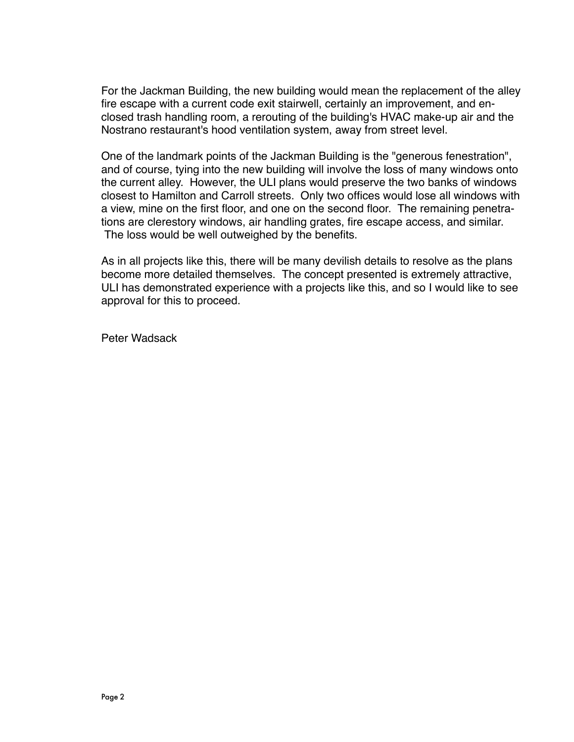For the Jackman Building, the new building would mean the replacement of the alley fire escape with a current code exit stairwell, certainly an improvement, and enclosed trash handling room, a rerouting of the building's HVAC make-up air and the Nostrano restaurant's hood ventilation system, away from street level.

One of the landmark points of the Jackman Building is the "generous fenestration", and of course, tying into the new building will involve the loss of many windows onto the current alley. However, the ULI plans would preserve the two banks of windows closest to Hamilton and Carroll streets. Only two offices would lose all windows with a view, mine on the first floor, and one on the second floor. The remaining penetrations are clerestory windows, air handling grates, fire escape access, and similar. The loss would be well outweighed by the benefits.

As in all projects like this, there will be many devilish details to resolve as the plans become more detailed themselves. The concept presented is extremely attractive, ULI has demonstrated experience with a projects like this, and so I would like to see approval for this to proceed.

Peter Wadsack